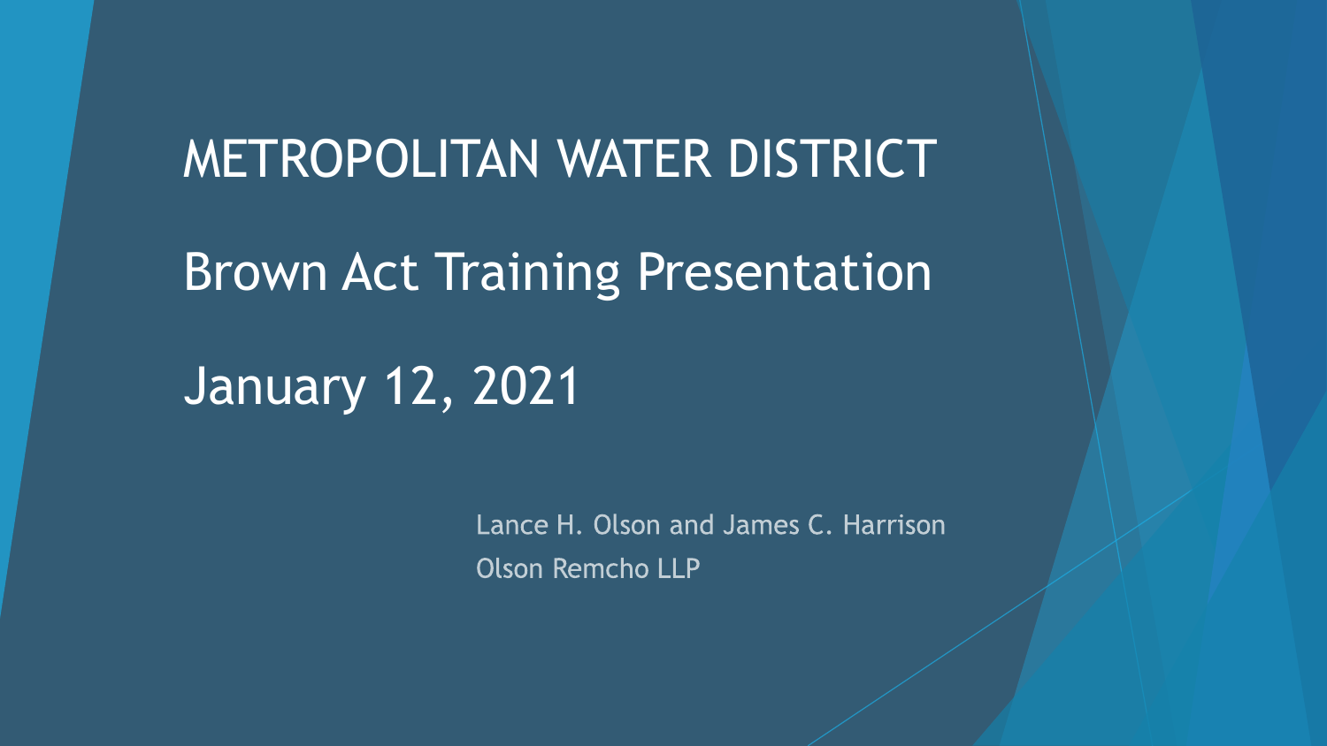# METROPOLITAN WATER DISTRICT

# Brown Act Training Presentation

# January 12, 2021

Lance H. Olson and James C. Harrison
Olson Remcho LLP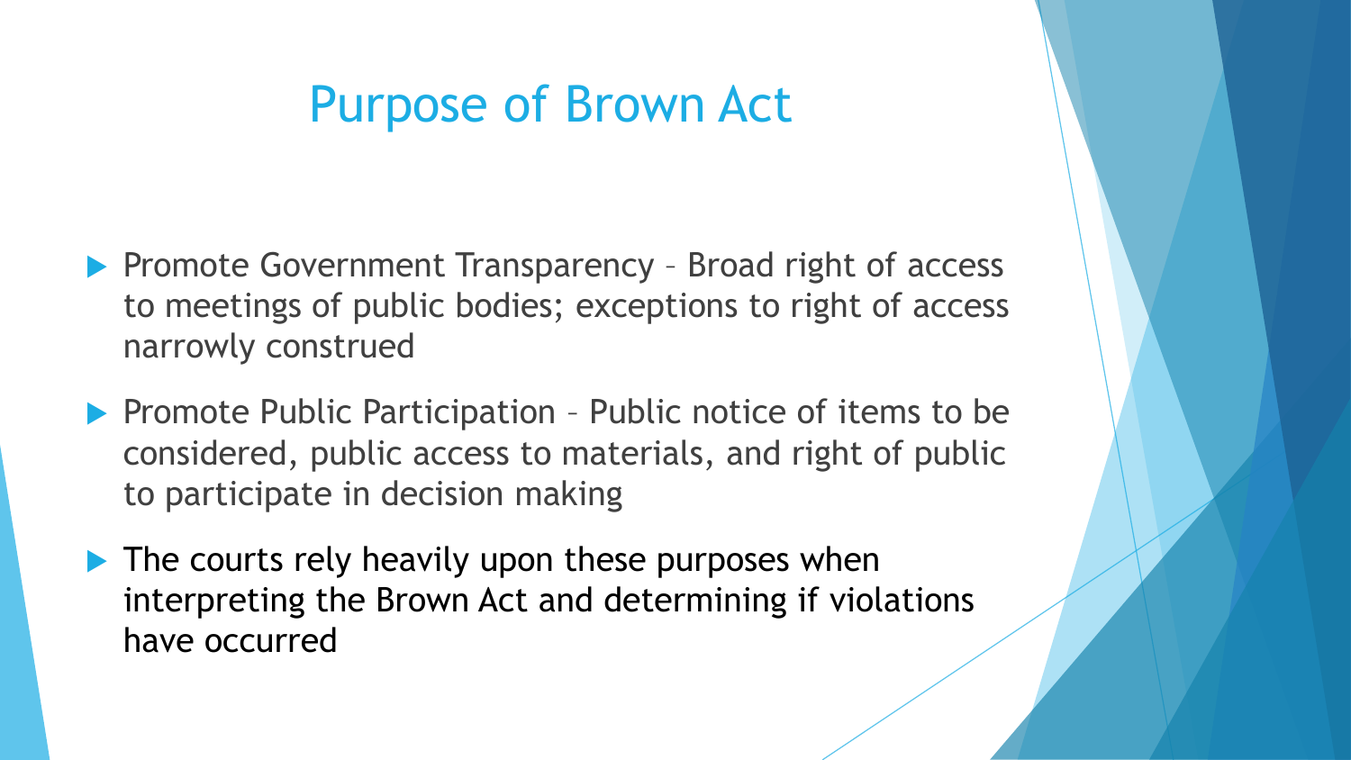# Purpose of Brown Act

- Promote Government Transparency – Broad right of access to meetings of public bodies; exceptions to right of access narrowly construed
- Promote Public Participation – Public notice of items to be considered, public access to materials, and right of public to participate in decision making
- The courts rely heavily upon these purposes when interpreting the Brown Act and determining if violations have occurred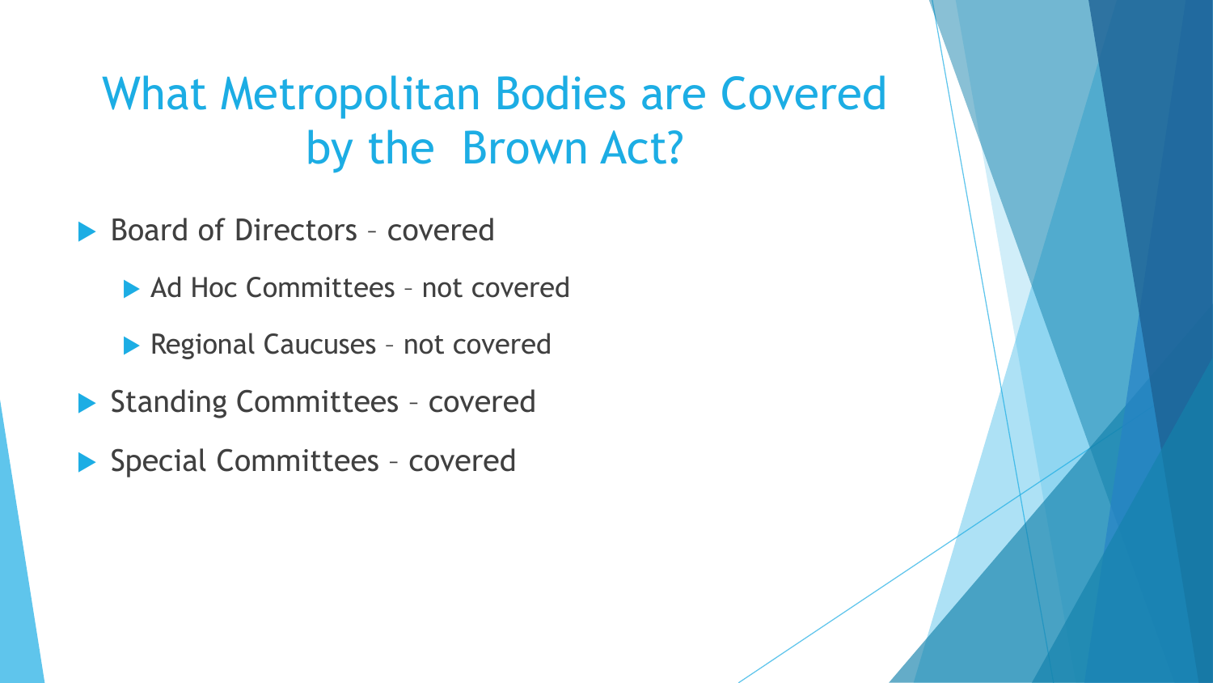# What Metropolitan Bodies are Covered by the Brown Act?

- Board of Directors – covered
  - Ad Hoc Committees – not covered
  - Regional Caucuses – not covered
- Standing Committees – covered
- Special Committees – covered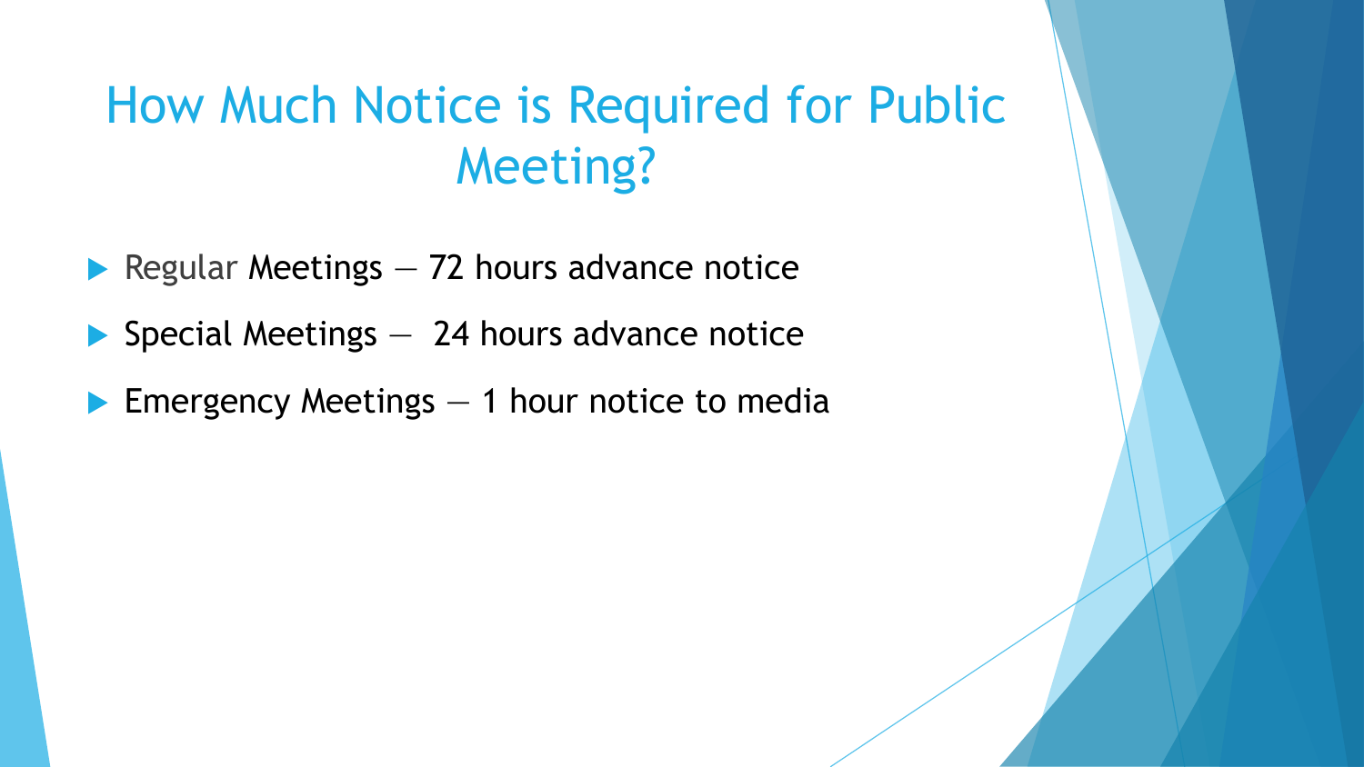# How Much Notice is Required for Public Meeting?

- Regular Meetings — 72 hours advance notice
- Special Meetings — 24 hours advance notice
- Emergency Meetings — 1 hour notice to media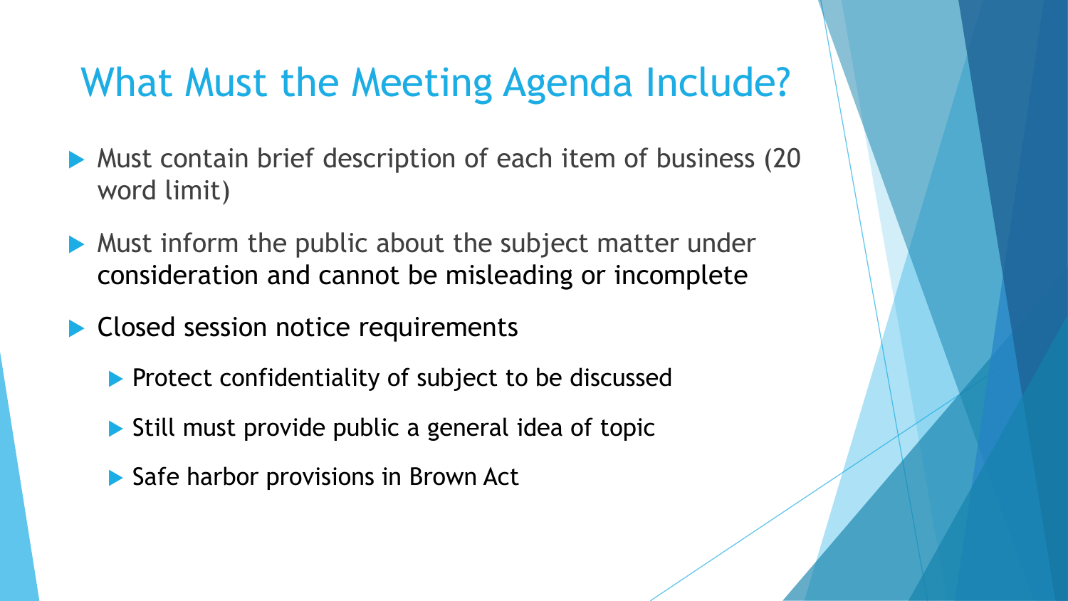# What Must the Meeting Agenda Include?

- Must contain brief description of each item of business (20 word limit)
- Must inform the public about the subject matter under consideration and cannot be misleading or incomplete
- Closed session notice requirements
  - Protect confidentiality of subject to be discussed
  - Still must provide public a general idea of topic
  - Safe harbor provisions in Brown Act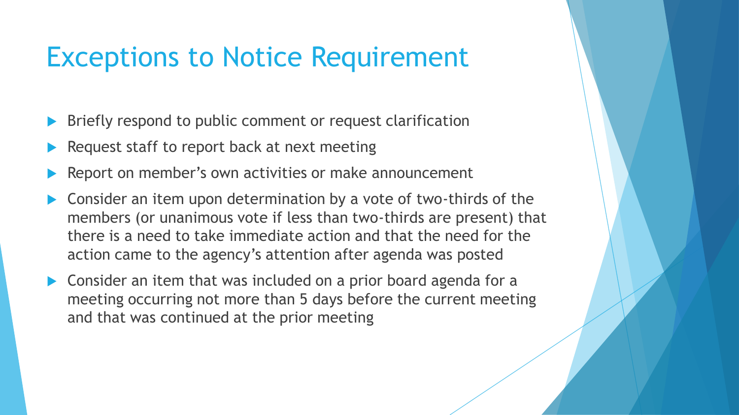# Exceptions to Notice Requirement

- Briefly respond to public comment or request clarification
- Request staff to report back at next meeting
- Report on member's own activities or make announcement
- Consider an item upon determination by a vote of two-thirds of the members (or unanimous vote if less than two-thirds are present) that there is a need to take immediate action and that the need for the action came to the agency's attention after agenda was posted
- Consider an item that was included on a prior board agenda for a meeting occurring not more than 5 days before the current meeting and that was continued at the prior meeting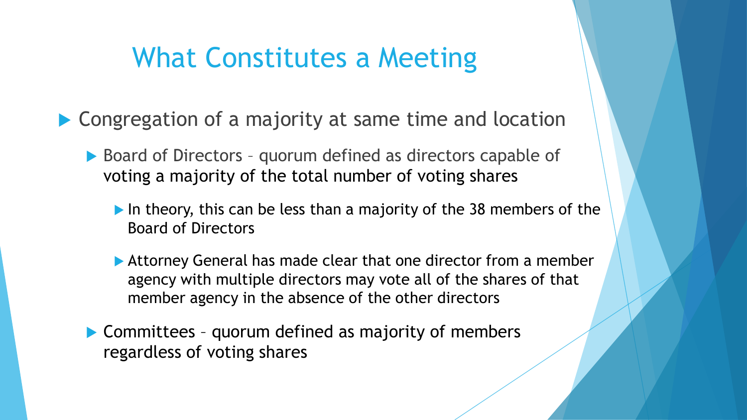# What Constitutes a Meeting

- Congregation of a majority at same time and location
  - Board of Directors – quorum defined as directors capable of voting a majority of the total number of voting shares
    - In theory, this can be less than a majority of the 38 members of the Board of Directors
    - Attorney General has made clear that one director from a member agency with multiple directors may vote all of the shares of that member agency in the absence of the other directors
  - Committees – quorum defined as majority of members regardless of voting shares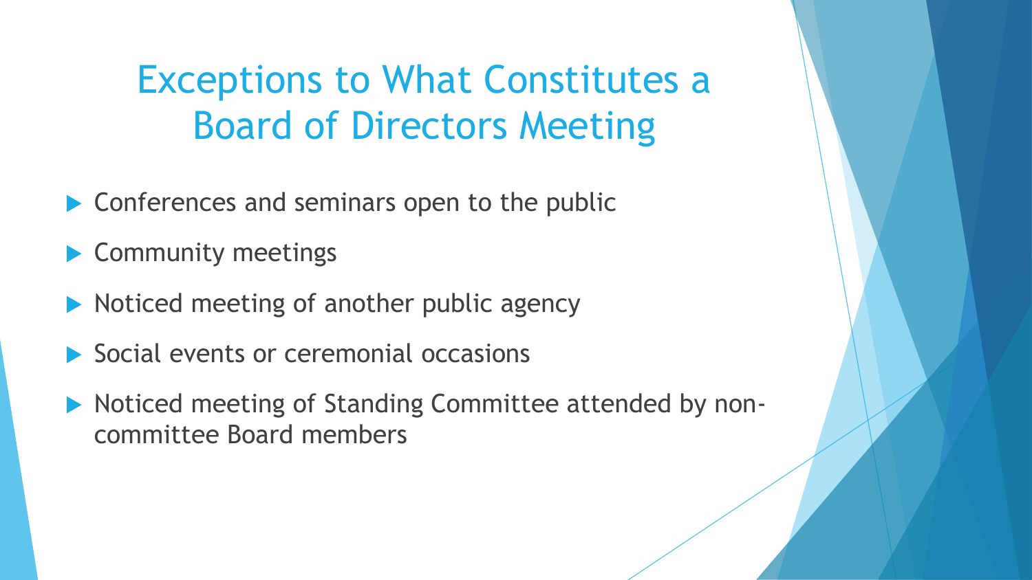# Exceptions to What Constitutes a Board of Directors Meeting

- Conferences and seminars open to the public
- Community meetings
- Noticed meeting of another public agency
- Social events or ceremonial occasions
- Noticed meeting of Standing Committee attended by non-committee Board members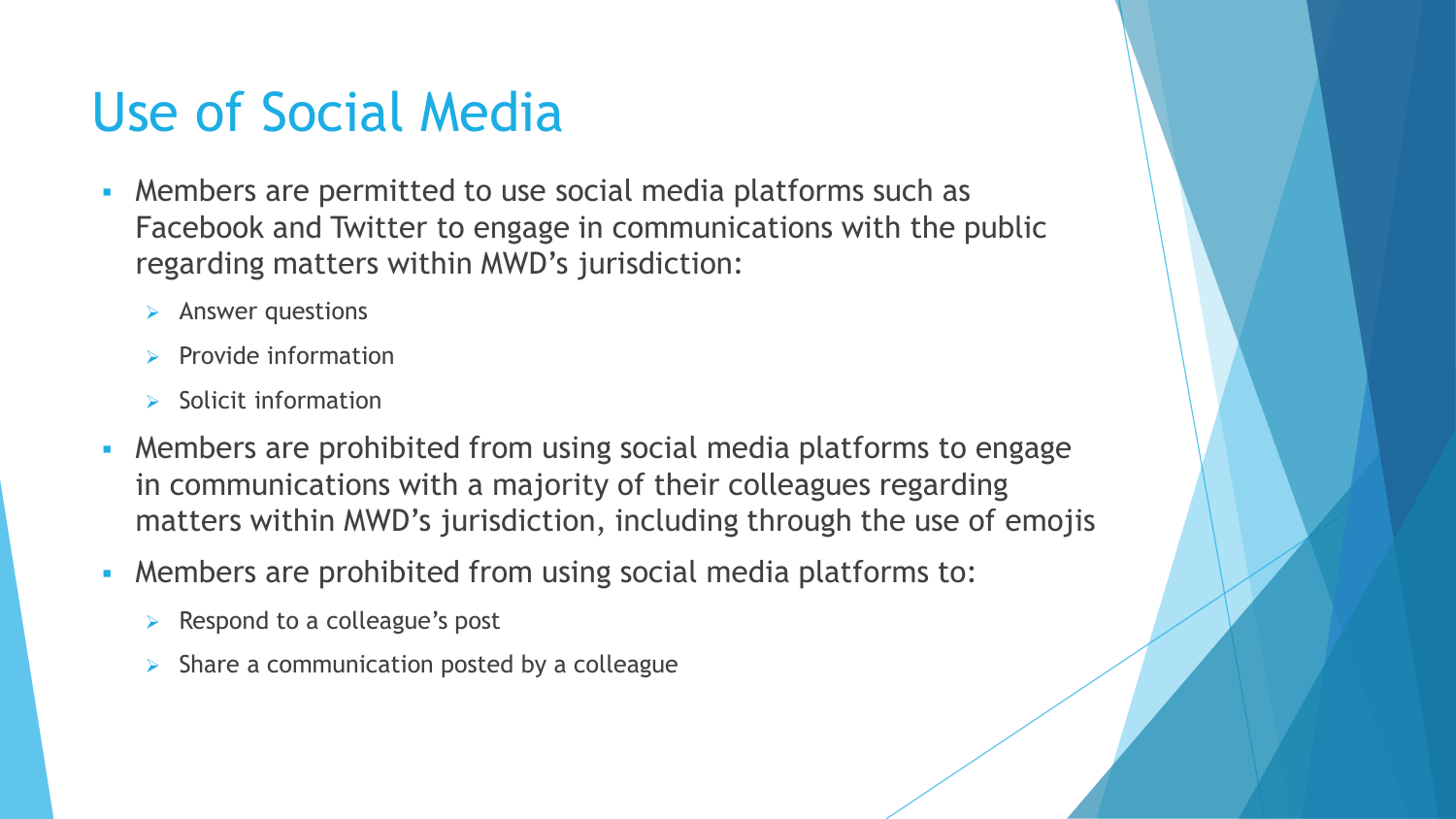# Use of Social Media

- Members are permitted to use social media platforms such as Facebook and Twitter to engage in communications with the public regarding matters within MWD's jurisdiction:
  - Answer questions
  - Provide information
  - Solicit information
- Members are prohibited from using social media platforms to engage in communications with a majority of their colleagues regarding matters within MWD's jurisdiction, including through the use of emojis
- Members are prohibited from using social media platforms to:
  - Respond to a colleague's post
  - Share a communication posted by a colleague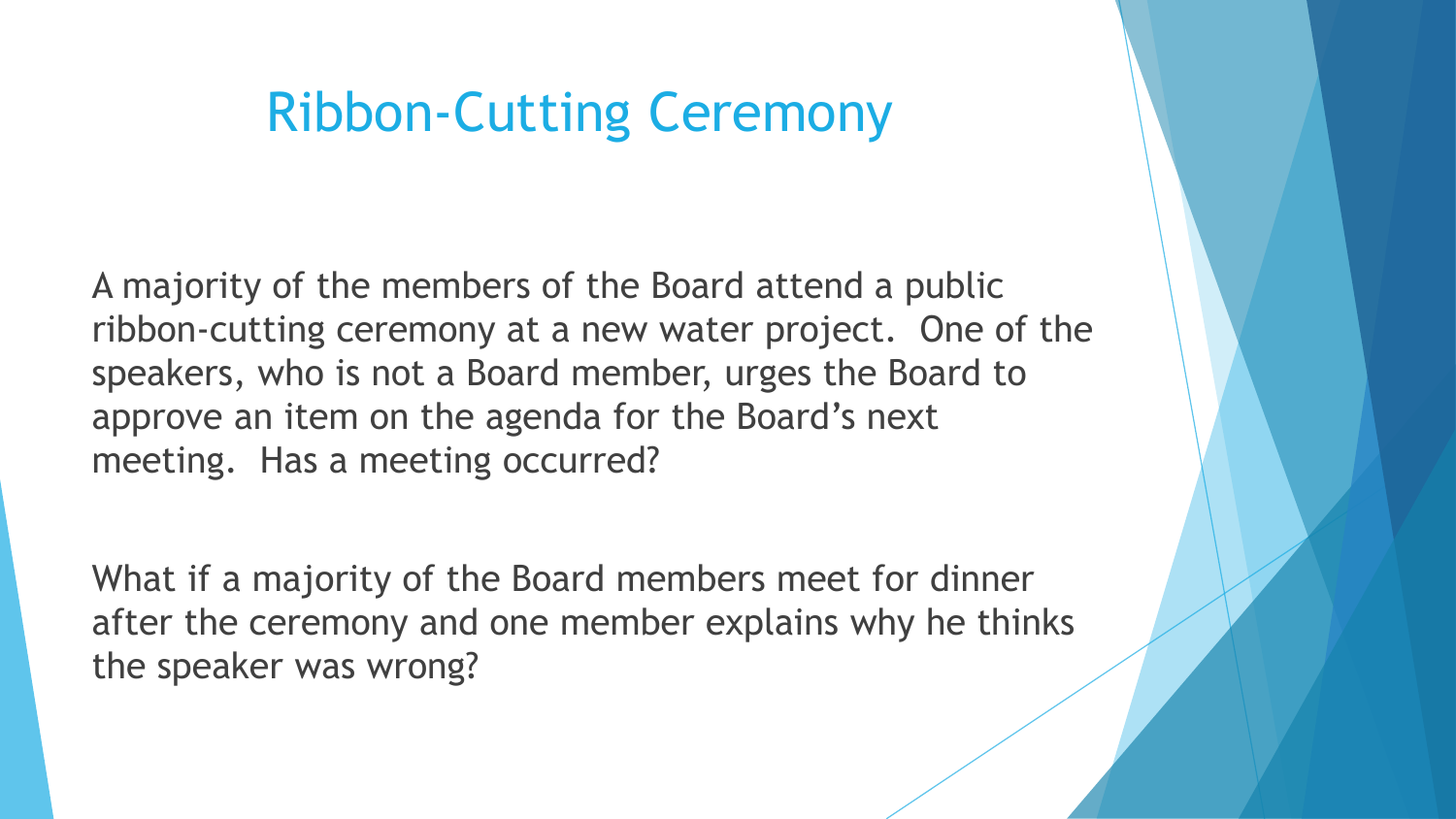# Ribbon-Cutting Ceremony

A majority of the members of the Board attend a public ribbon-cutting ceremony at a new water project. One of the speakers, who is not a Board member, urges the Board to approve an item on the agenda for the Board's next meeting. Has a meeting occurred?

What if a majority of the Board members meet for dinner after the ceremony and one member explains why he thinks the speaker was wrong?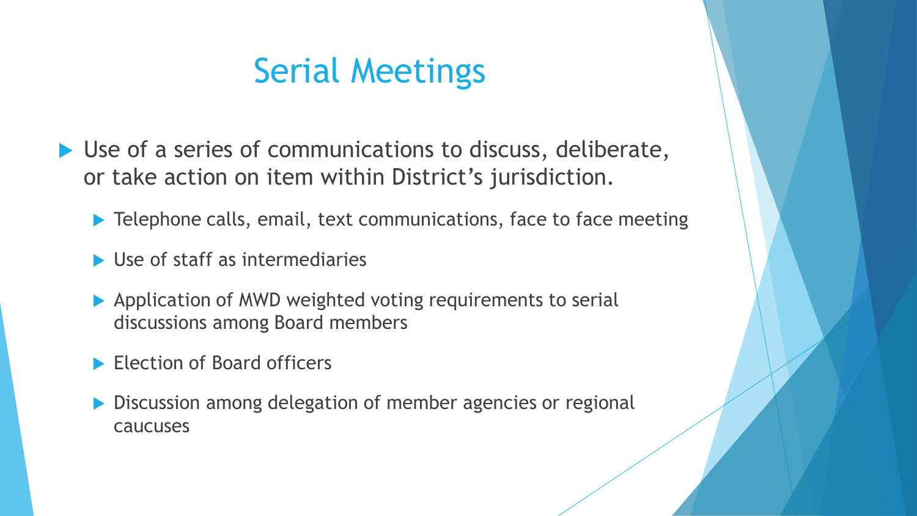# Serial Meetings

- Use of a series of communications to discuss, deliberate, or take action on item within District's jurisdiction.
  - Telephone calls, email, text communications, face to face meeting
  - Use of staff as intermediaries
  - Application of MWD weighted voting requirements to serial discussions among Board members
  - Election of Board officers
  - Discussion among delegation of member agencies or regional caucuses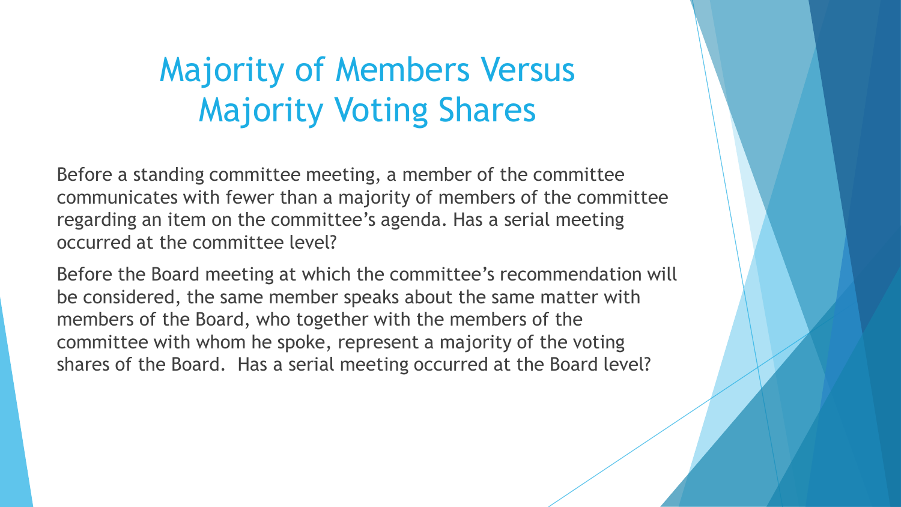# Majority of Members Versus Majority Voting Shares

Before a standing committee meeting, a member of the committee communicates with fewer than a majority of members of the committee regarding an item on the committee's agenda. Has a serial meeting occurred at the committee level?

Before the Board meeting at which the committee's recommendation will be considered, the same member speaks about the same matter with members of the Board, who together with the members of the committee with whom he spoke, represent a majority of the voting shares of the Board. Has a serial meeting occurred at the Board level?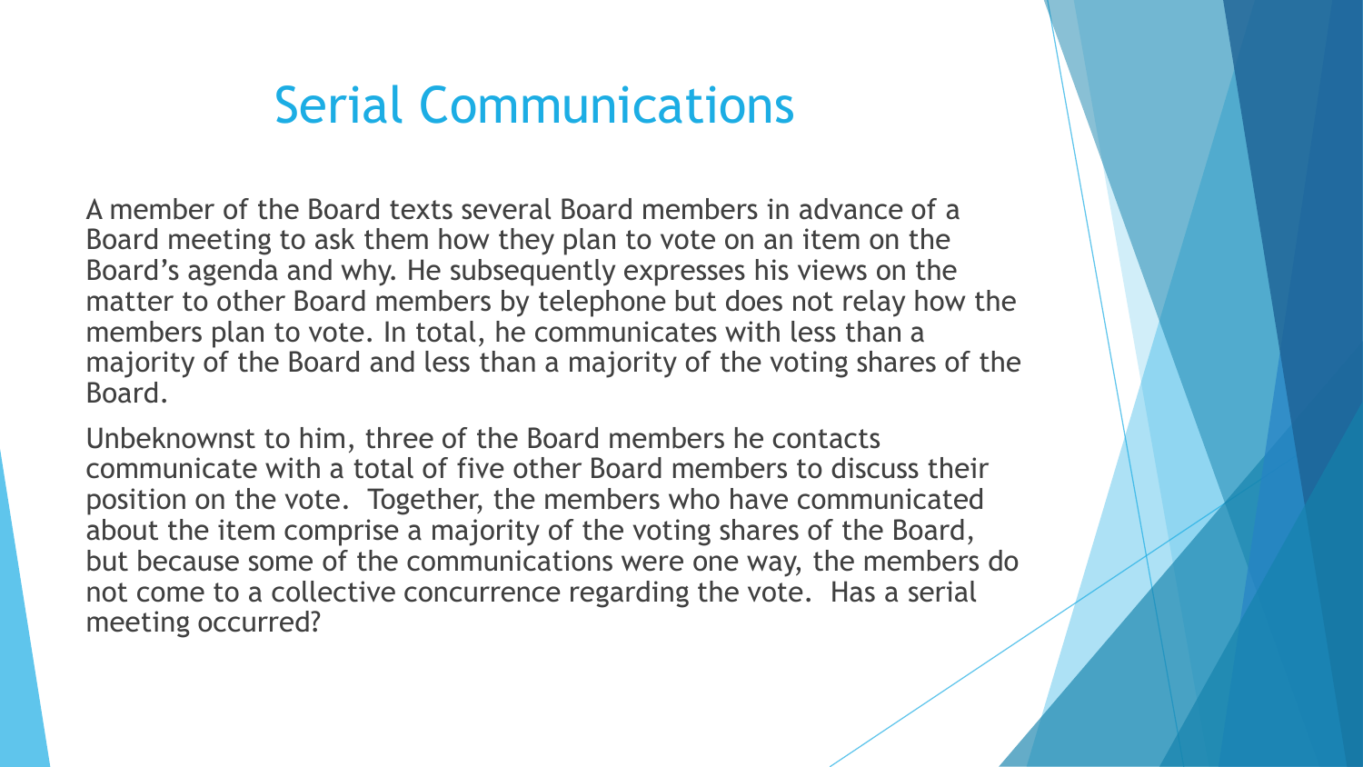# Serial Communications

A member of the Board texts several Board members in advance of a Board meeting to ask them how they plan to vote on an item on the Board's agenda and why. He subsequently expresses his views on the matter to other Board members by telephone but does not relay how the members plan to vote. In total, he communicates with less than a majority of the Board and less than a majority of the voting shares of the Board.

Unbeknownst to him, three of the Board members he contacts communicate with a total of five other Board members to discuss their position on the vote. Together, the members who have communicated about the item comprise a majority of the voting shares of the Board, but because some of the communications were one way, the members do not come to a collective concurrence regarding the vote. Has a serial meeting occurred?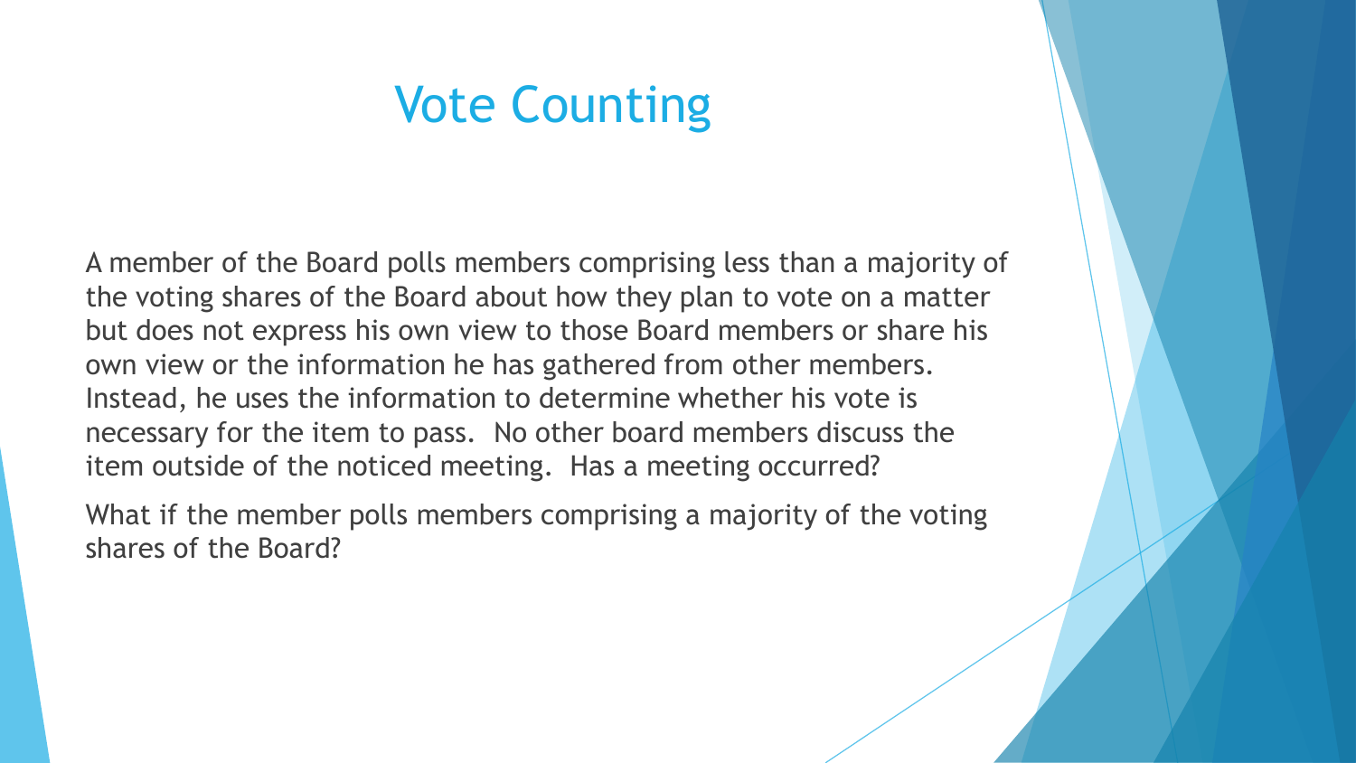# Vote Counting

A member of the Board polls members comprising less than a majority of the voting shares of the Board about how they plan to vote on a matter but does not express his own view to those Board members or share his own view or the information he has gathered from other members. Instead, he uses the information to determine whether his vote is necessary for the item to pass. No other board members discuss the item outside of the noticed meeting. Has a meeting occurred?

What if the member polls members comprising a majority of the voting shares of the Board?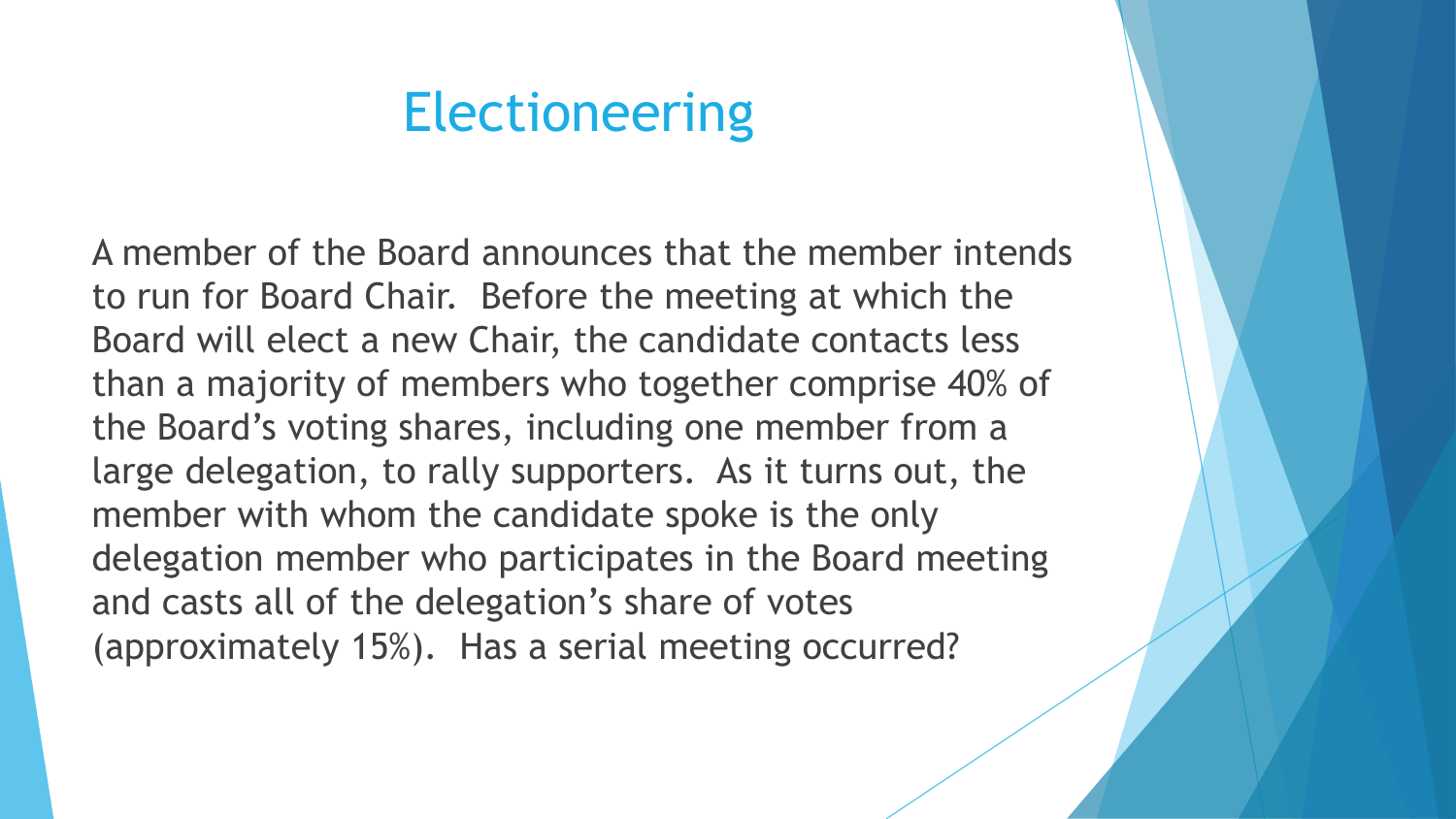# Electioneering

A member of the Board announces that the member intends to run for Board Chair. Before the meeting at which the Board will elect a new Chair, the candidate contacts less than a majority of members who together comprise 40% of the Board's voting shares, including one member from a large delegation, to rally supporters. As it turns out, the member with whom the candidate spoke is the only delegation member who participates in the Board meeting and casts all of the delegation's share of votes (approximately 15%). Has a serial meeting occurred?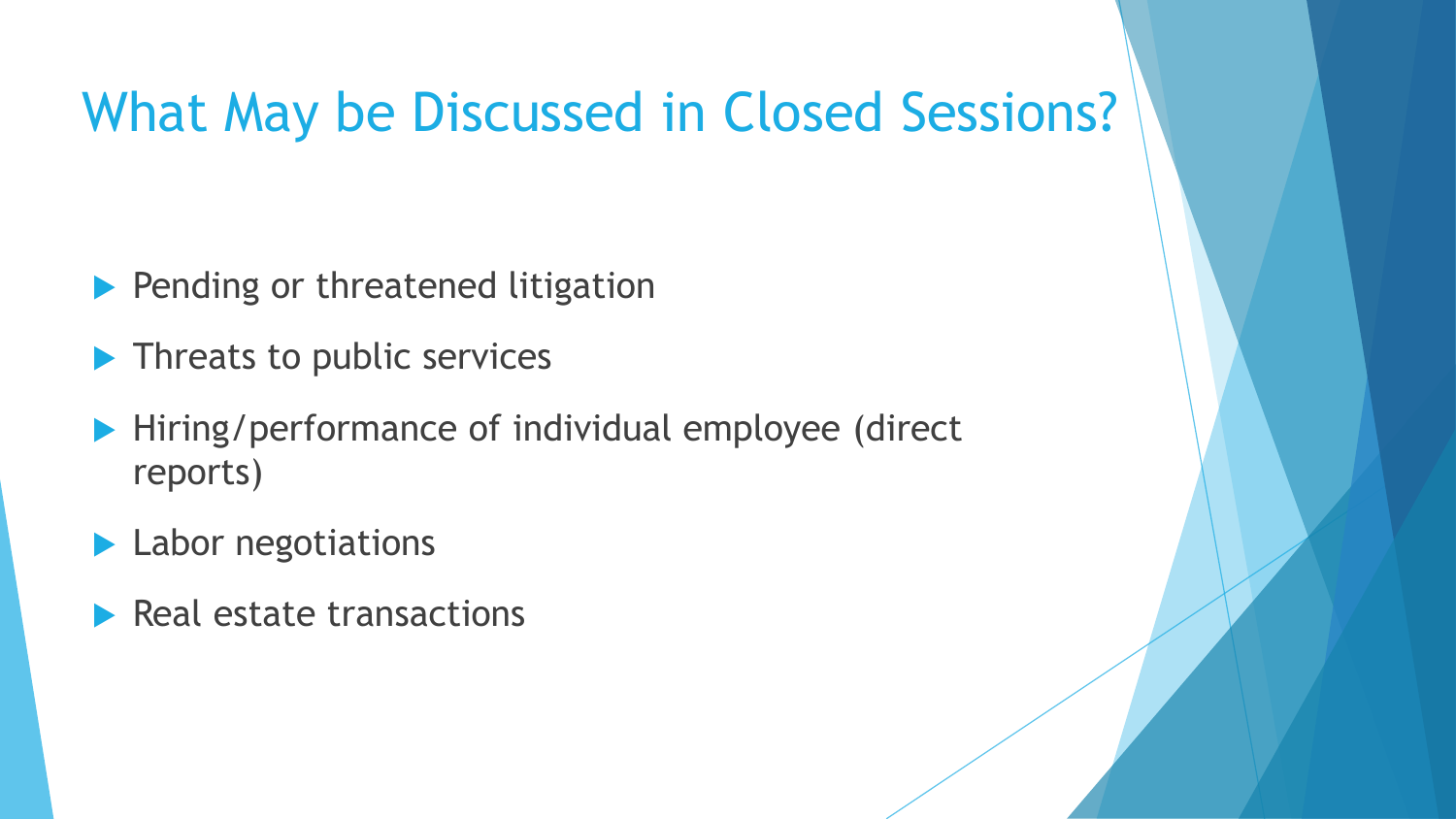# What May be Discussed in Closed Sessions?

- Pending or threatened litigation
- Threats to public services
- Hiring/performance of individual employee (direct reports)
- Labor negotiations
- Real estate transactions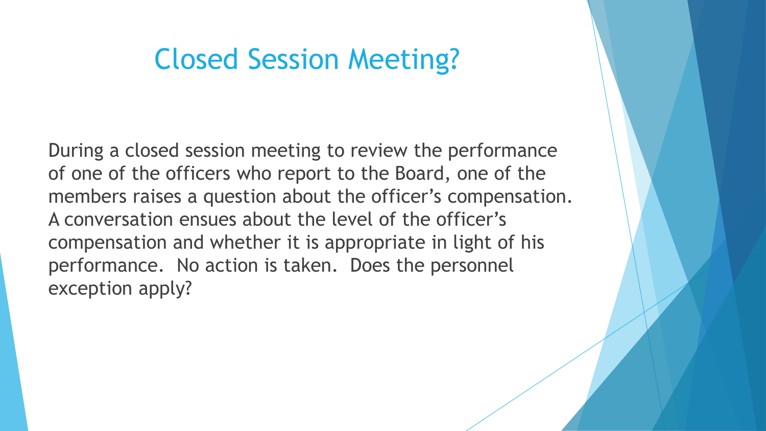# Closed Session Meeting?

During a closed session meeting to review the performance of one of the officers who report to the Board, one of the members raises a question about the officer's compensation. A conversation ensues about the level of the officer's compensation and whether it is appropriate in light of his performance. No action is taken. Does the personnel exception apply?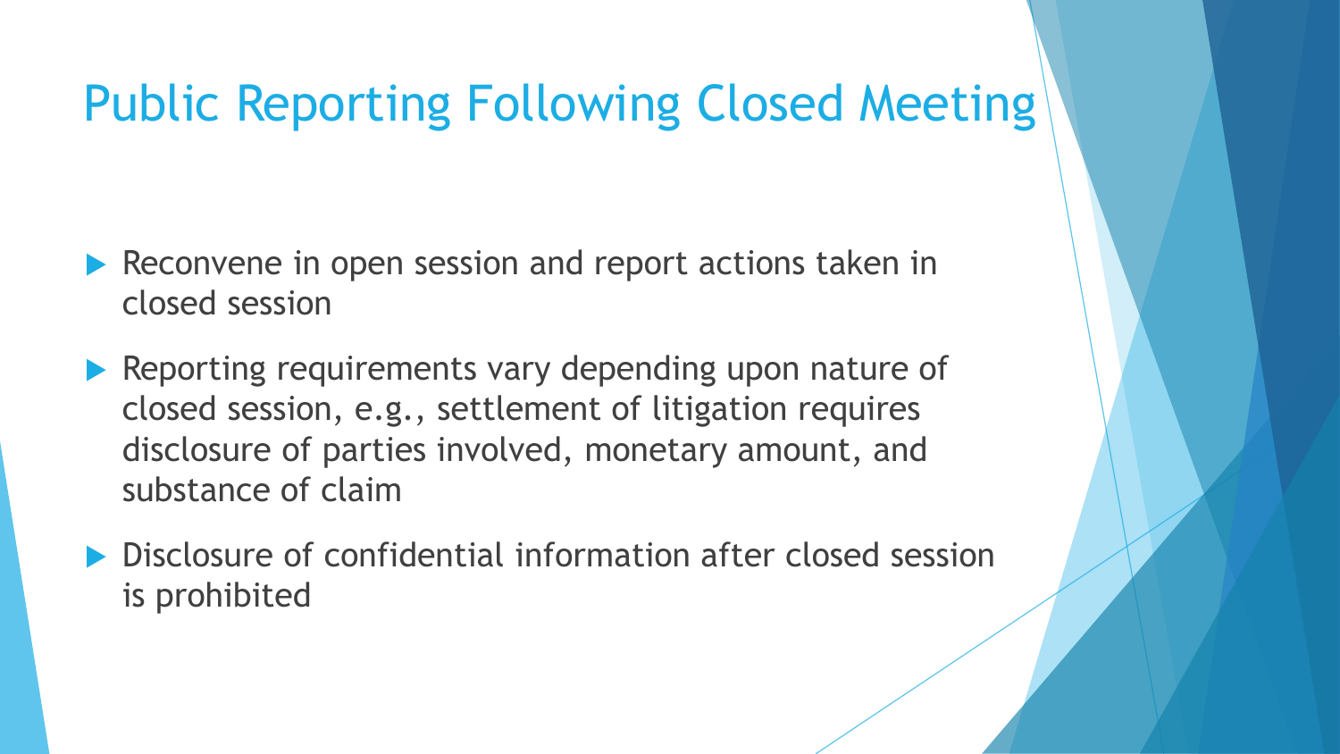# Public Reporting Following Closed Meeting

- Reconvene in open session and report actions taken in closed session
- Reporting requirements vary depending upon nature of closed session, e.g., settlement of litigation requires disclosure of parties involved, monetary amount, and substance of claim
- Disclosure of confidential information after closed session is prohibited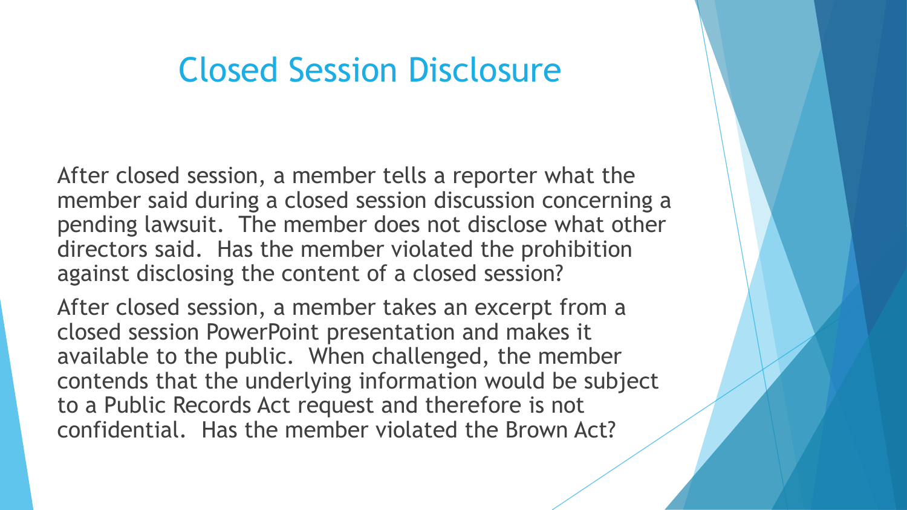# Closed Session Disclosure

After closed session, a member tells a reporter what the member said during a closed session discussion concerning a pending lawsuit. The member does not disclose what other directors said. Has the member violated the prohibition against disclosing the content of a closed session?

After closed session, a member takes an excerpt from a closed session PowerPoint presentation and makes it available to the public. When challenged, the member contends that the underlying information would be subject to a Public Records Act request and therefore is not confidential. Has the member violated the Brown Act?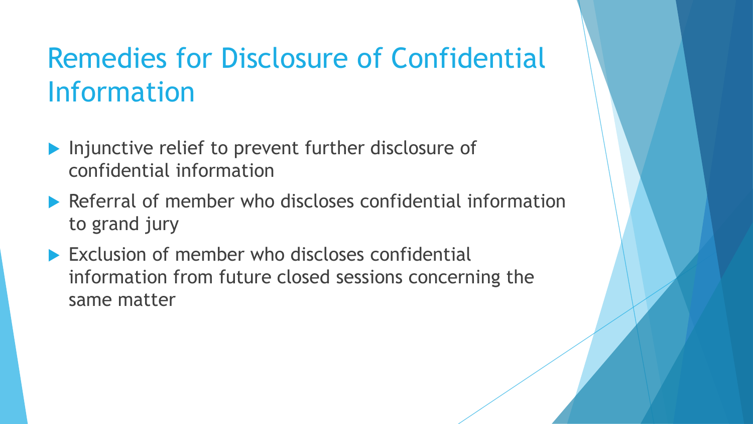# Remedies for Disclosure of Confidential Information

- Injunctive relief to prevent further disclosure of confidential information
- Referral of member who discloses confidential information to grand jury
- Exclusion of member who discloses confidential information from future closed sessions concerning the same matter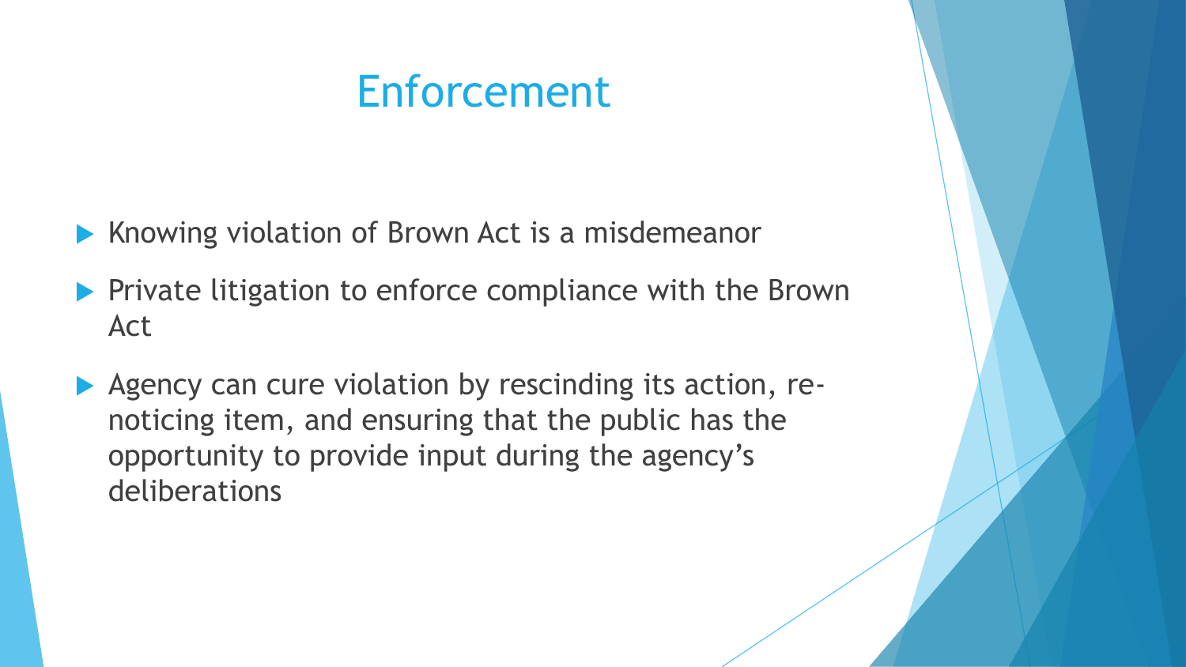# Enforcement

- Knowing violation of Brown Act is a misdemeanor
- Private litigation to enforce compliance with the Brown Act
- Agency can cure violation by rescinding its action, re-noticing item, and ensuring that the public has the opportunity to provide input during the agency's deliberations